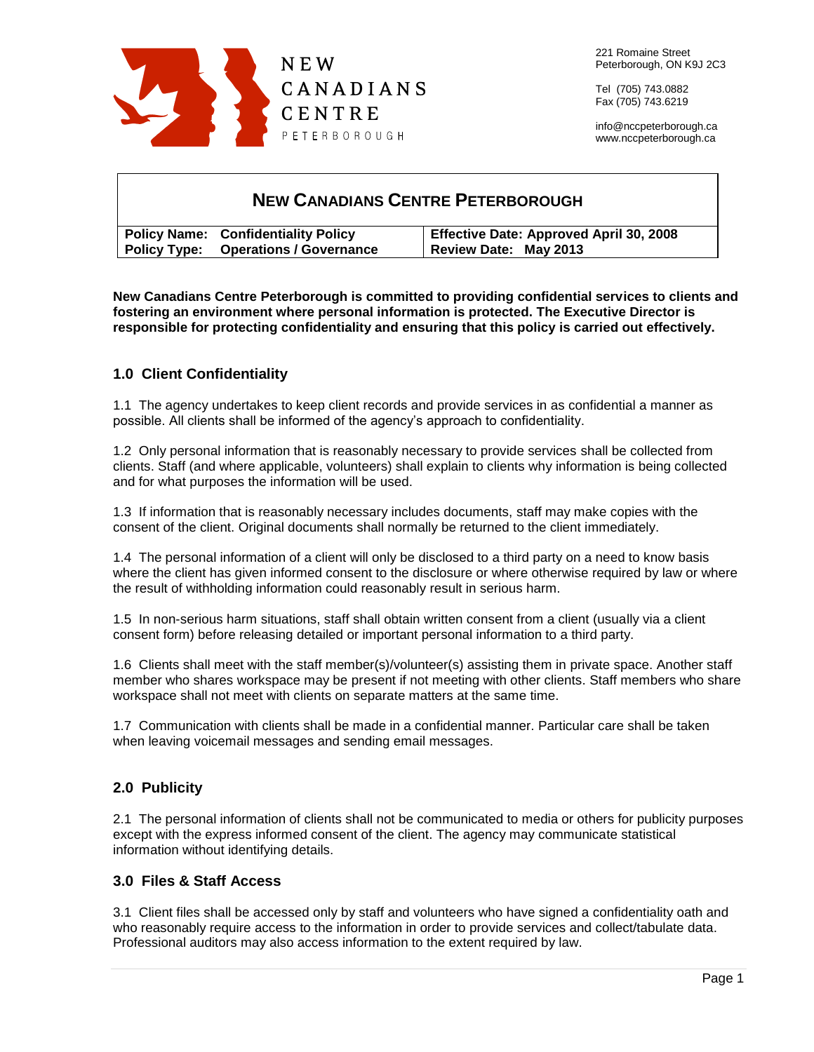NEW CANADIANS CENTRE PETERBOROUGH

221 Romaine Street
Peterborough, ON K9J 2C3

Tel (705) 743.0882
Fax (705) 743.6219

info@nccpeterborough.ca
www.nccpeterborough.ca

# NEW CANADIANS CENTRE PETERBOROUGH

| Policy Name: Confidentiality Policy | Effective Date: Approved April 30, 2008 |
|---|---|
| Policy Type: Operations / Governance | Review Date: May 2013 |

**New Canadians Centre Peterborough is committed to providing confidential services to clients and fostering an environment where personal information is protected. The Executive Director is responsible for protecting confidentiality and ensuring that this policy is carried out effectively.**

## 1.0 Client Confidentiality

1.1 The agency undertakes to keep client records and provide services in as confidential a manner as possible. All clients shall be informed of the agency's approach to confidentiality.

1.2 Only personal information that is reasonably necessary to provide services shall be collected from clients. Staff (and where applicable, volunteers) shall explain to clients why information is being collected and for what purposes the information will be used.

1.3 If information that is reasonably necessary includes documents, staff may make copies with the consent of the client. Original documents shall normally be returned to the client immediately.

1.4 The personal information of a client will only be disclosed to a third party on a need to know basis where the client has given informed consent to the disclosure or where otherwise required by law or where the result of withholding information could reasonably result in serious harm.

1.5 In non-serious harm situations, staff shall obtain written consent from a client (usually via a client consent form) before releasing detailed or important personal information to a third party.

1.6 Clients shall meet with the staff member(s)/volunteer(s) assisting them in private space. Another staff member who shares workspace may be present if not meeting with other clients. Staff members who share workspace shall not meet with clients on separate matters at the same time.

1.7 Communication with clients shall be made in a confidential manner. Particular care shall be taken when leaving voicemail messages and sending email messages.

## 2.0 Publicity

2.1 The personal information of clients shall not be communicated to media or others for publicity purposes except with the express informed consent of the client. The agency may communicate statistical information without identifying details.

## 3.0 Files & Staff Access

3.1 Client files shall be accessed only by staff and volunteers who have signed a confidentiality oath and who reasonably require access to the information in order to provide services and collect/tabulate data. Professional auditors may also access information to the extent required by law.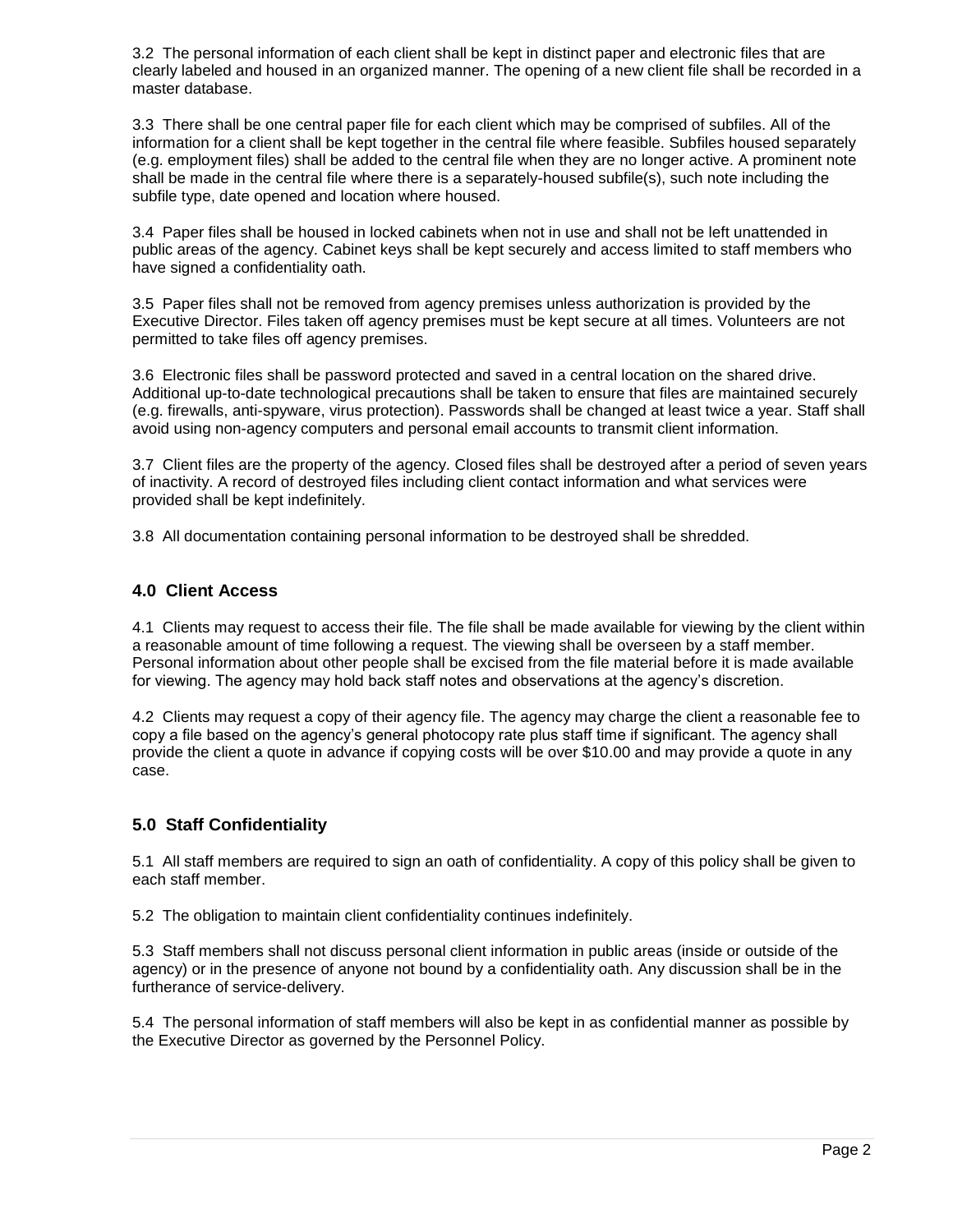3.2 The personal information of each client shall be kept in distinct paper and electronic files that are clearly labeled and housed in an organized manner. The opening of a new client file shall be recorded in a master database.

3.3 There shall be one central paper file for each client which may be comprised of subfiles. All of the information for a client shall be kept together in the central file where feasible. Subfiles housed separately (e.g. employment files) shall be added to the central file when they are no longer active. A prominent note shall be made in the central file where there is a separately-housed subfile(s), such note including the subfile type, date opened and location where housed.

3.4 Paper files shall be housed in locked cabinets when not in use and shall not be left unattended in public areas of the agency. Cabinet keys shall be kept securely and access limited to staff members who have signed a confidentiality oath.

3.5 Paper files shall not be removed from agency premises unless authorization is provided by the Executive Director. Files taken off agency premises must be kept secure at all times. Volunteers are not permitted to take files off agency premises.

3.6 Electronic files shall be password protected and saved in a central location on the shared drive. Additional up-to-date technological precautions shall be taken to ensure that files are maintained securely (e.g. firewalls, anti-spyware, virus protection). Passwords shall be changed at least twice a year. Staff shall avoid using non-agency computers and personal email accounts to transmit client information.

3.7 Client files are the property of the agency. Closed files shall be destroyed after a period of seven years of inactivity. A record of destroyed files including client contact information and what services were provided shall be kept indefinitely.

3.8 All documentation containing personal information to be destroyed shall be shredded.

## 4.0 Client Access

4.1 Clients may request to access their file. The file shall be made available for viewing by the client within a reasonable amount of time following a request. The viewing shall be overseen by a staff member. Personal information about other people shall be excised from the file material before it is made available for viewing. The agency may hold back staff notes and observations at the agency's discretion.

4.2 Clients may request a copy of their agency file. The agency may charge the client a reasonable fee to copy a file based on the agency's general photocopy rate plus staff time if significant. The agency shall provide the client a quote in advance if copying costs will be over $10.00 and may provide a quote in any case.

## 5.0 Staff Confidentiality

5.1 All staff members are required to sign an oath of confidentiality. A copy of this policy shall be given to each staff member.

5.2 The obligation to maintain client confidentiality continues indefinitely.

5.3 Staff members shall not discuss personal client information in public areas (inside or outside of the agency) or in the presence of anyone not bound by a confidentiality oath. Any discussion shall be in the furtherance of service-delivery.

5.4 The personal information of staff members will also be kept in as confidential manner as possible by the Executive Director as governed by the Personnel Policy.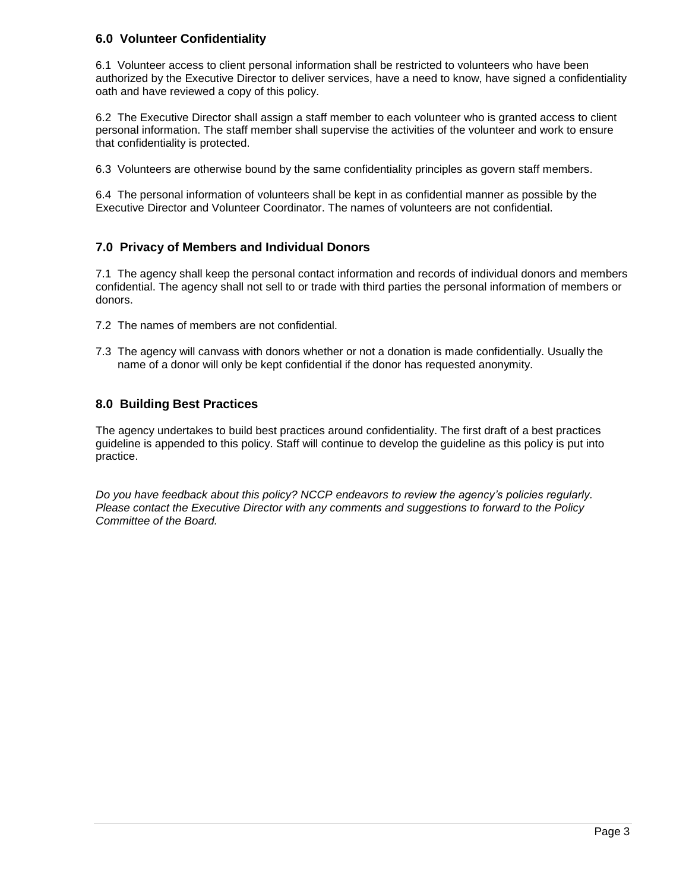## 6.0 Volunteer Confidentiality

6.1 Volunteer access to client personal information shall be restricted to volunteers who have been authorized by the Executive Director to deliver services, have a need to know, have signed a confidentiality oath and have reviewed a copy of this policy.

6.2 The Executive Director shall assign a staff member to each volunteer who is granted access to client personal information. The staff member shall supervise the activities of the volunteer and work to ensure that confidentiality is protected.

6.3 Volunteers are otherwise bound by the same confidentiality principles as govern staff members.

6.4 The personal information of volunteers shall be kept in as confidential manner as possible by the Executive Director and Volunteer Coordinator. The names of volunteers are not confidential.

## 7.0 Privacy of Members and Individual Donors

7.1 The agency shall keep the personal contact information and records of individual donors and members confidential. The agency shall not sell to or trade with third parties the personal information of members or donors.

7.2 The names of members are not confidential.

7.3 The agency will canvass with donors whether or not a donation is made confidentially. Usually the name of a donor will only be kept confidential if the donor has requested anonymity.

## 8.0 Building Best Practices

The agency undertakes to build best practices around confidentiality. The first draft of a best practices guideline is appended to this policy. Staff will continue to develop the guideline as this policy is put into practice.

*Do you have feedback about this policy? NCCP endeavors to review the agency's policies regularly. Please contact the Executive Director with any comments and suggestions to forward to the Policy Committee of the Board.*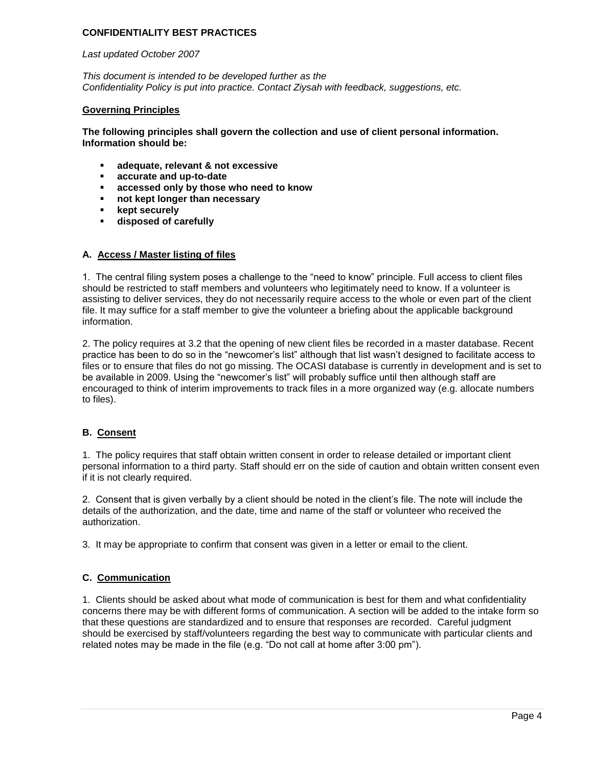**CONFIDENTIALITY BEST PRACTICES**

*Last updated October 2007*

*This document is intended to be developed further as the Confidentiality Policy is put into practice. Contact Ziysah with feedback, suggestions, etc.*

## Governing Principles

**The following principles shall govern the collection and use of client personal information. Information should be:**

- **adequate, relevant & not excessive**
- **accurate and up-to-date**
- **accessed only by those who need to know**
- **not kept longer than necessary**
- **kept securely**
- **disposed of carefully**

### A. Access / Master listing of files

1. The central filing system poses a challenge to the "need to know" principle. Full access to client files should be restricted to staff members and volunteers who legitimately need to know. If a volunteer is assisting to deliver services, they do not necessarily require access to the whole or even part of the client file. It may suffice for a staff member to give the volunteer a briefing about the applicable background information.

2. The policy requires at 3.2 that the opening of new client files be recorded in a master database. Recent practice has been to do so in the "newcomer's list" although that list wasn't designed to facilitate access to files or to ensure that files do not go missing. The OCASI database is currently in development and is set to be available in 2009. Using the "newcomer's list" will probably suffice until then although staff are encouraged to think of interim improvements to track files in a more organized way (e.g. allocate numbers to files).

### B. Consent

1. The policy requires that staff obtain written consent in order to release detailed or important client personal information to a third party. Staff should err on the side of caution and obtain written consent even if it is not clearly required.

2. Consent that is given verbally by a client should be noted in the client's file. The note will include the details of the authorization, and the date, time and name of the staff or volunteer who received the authorization.

3. It may be appropriate to confirm that consent was given in a letter or email to the client.

### C. Communication

1. Clients should be asked about what mode of communication is best for them and what confidentiality concerns there may be with different forms of communication. A section will be added to the intake form so that these questions are standardized and to ensure that responses are recorded. Careful judgment should be exercised by staff/volunteers regarding the best way to communicate with particular clients and related notes may be made in the file (e.g. "Do not call at home after 3:00 pm").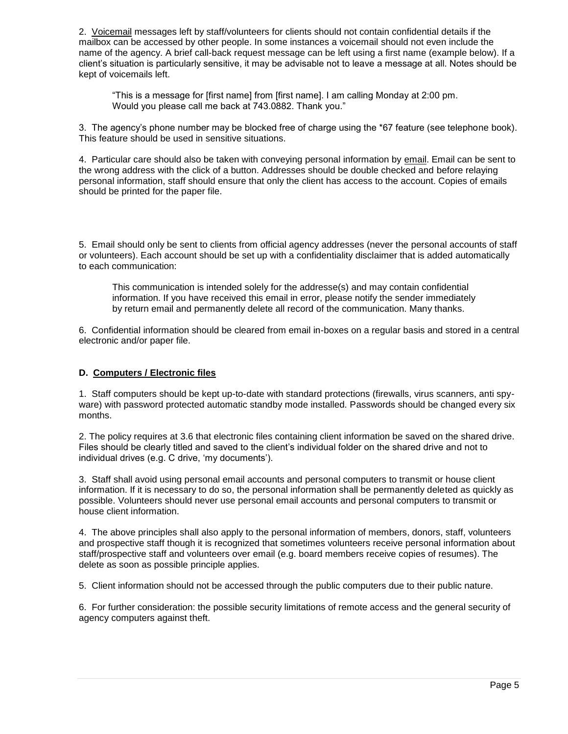2. Voicemail messages left by staff/volunteers for clients should not contain confidential details if the mailbox can be accessed by other people. In some instances a voicemail should not even include the name of the agency. A brief call-back request message can be left using a first name (example below). If a client's situation is particularly sensitive, it may be advisable not to leave a message at all. Notes should be kept of voicemails left.

> "This is a message for [first name] from [first name]. I am calling Monday at 2:00 pm. Would you please call me back at 743.0882. Thank you."

3. The agency's phone number may be blocked free of charge using the *67 feature (see telephone book). This feature should be used in sensitive situations.

4. Particular care should also be taken with conveying personal information by email. Email can be sent to the wrong address with the click of a button. Addresses should be double checked and before relaying personal information, staff should ensure that only the client has access to the account. Copies of emails should be printed for the paper file.

5. Email should only be sent to clients from official agency addresses (never the personal accounts of staff or volunteers). Each account should be set up with a confidentiality disclaimer that is added automatically to each communication:

> This communication is intended solely for the addresse(s) and may contain confidential information. If you have received this email in error, please notify the sender immediately by return email and permanently delete all record of the communication. Many thanks.

6. Confidential information should be cleared from email in-boxes on a regular basis and stored in a central electronic and/or paper file.

### D. Computers / Electronic files

1. Staff computers should be kept up-to-date with standard protections (firewalls, virus scanners, anti spy-ware) with password protected automatic standby mode installed. Passwords should be changed every six months.

2. The policy requires at 3.6 that electronic files containing client information be saved on the shared drive. Files should be clearly titled and saved to the client's individual folder on the shared drive and not to individual drives (e.g. C drive, 'my documents').

3. Staff shall avoid using personal email accounts and personal computers to transmit or house client information. If it is necessary to do so, the personal information shall be permanently deleted as quickly as possible. Volunteers should never use personal email accounts and personal computers to transmit or house client information.

4. The above principles shall also apply to the personal information of members, donors, staff, volunteers and prospective staff though it is recognized that sometimes volunteers receive personal information about staff/prospective staff and volunteers over email (e.g. board members receive copies of resumes). The delete as soon as possible principle applies.

5. Client information should not be accessed through the public computers due to their public nature.

6. For further consideration: the possible security limitations of remote access and the general security of agency computers against theft.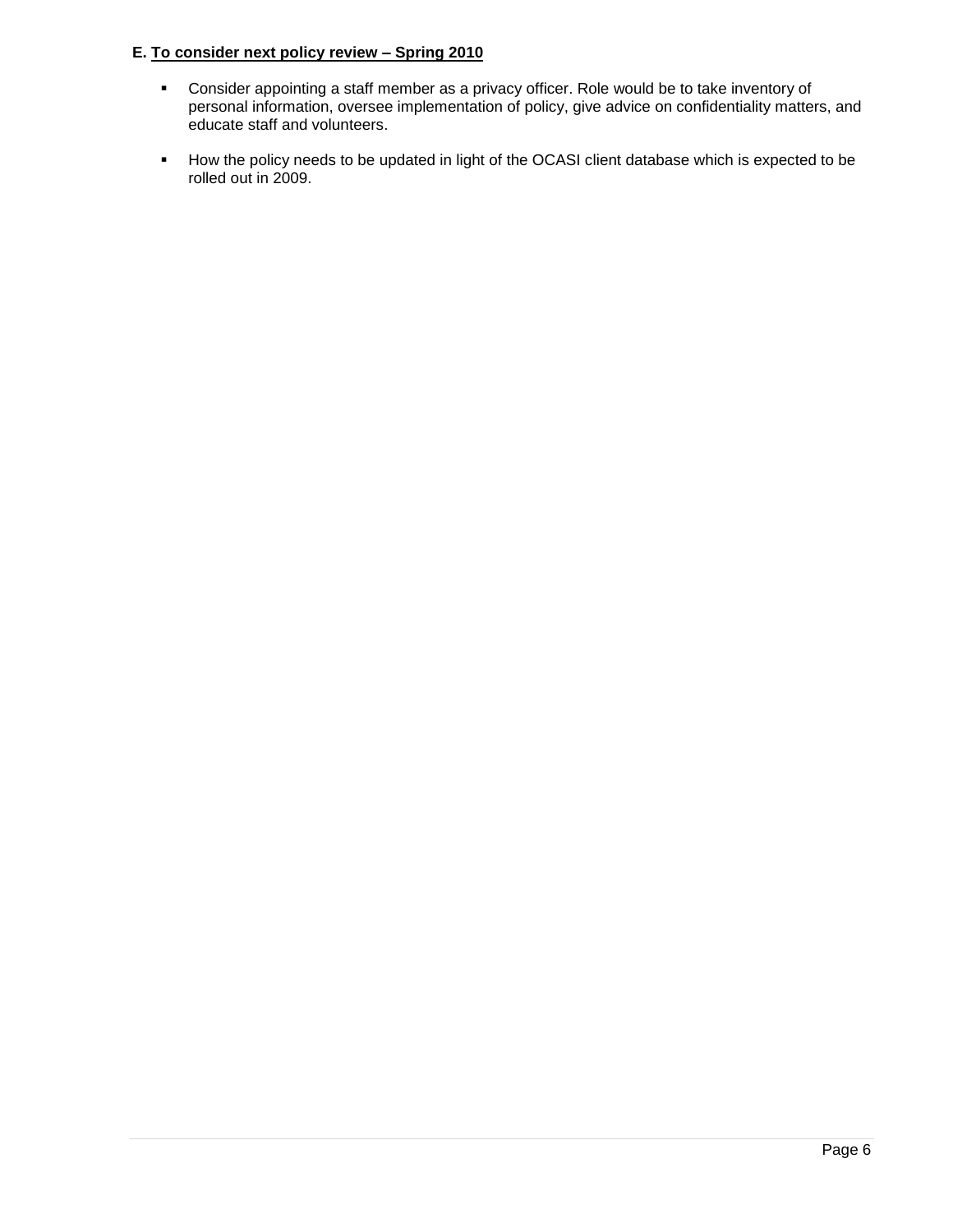### E. To consider next policy review – Spring 2010

- Consider appointing a staff member as a privacy officer. Role would be to take inventory of personal information, oversee implementation of policy, give advice on confidentiality matters, and educate staff and volunteers.

- How the policy needs to be updated in light of the OCASI client database which is expected to be rolled out in 2009.